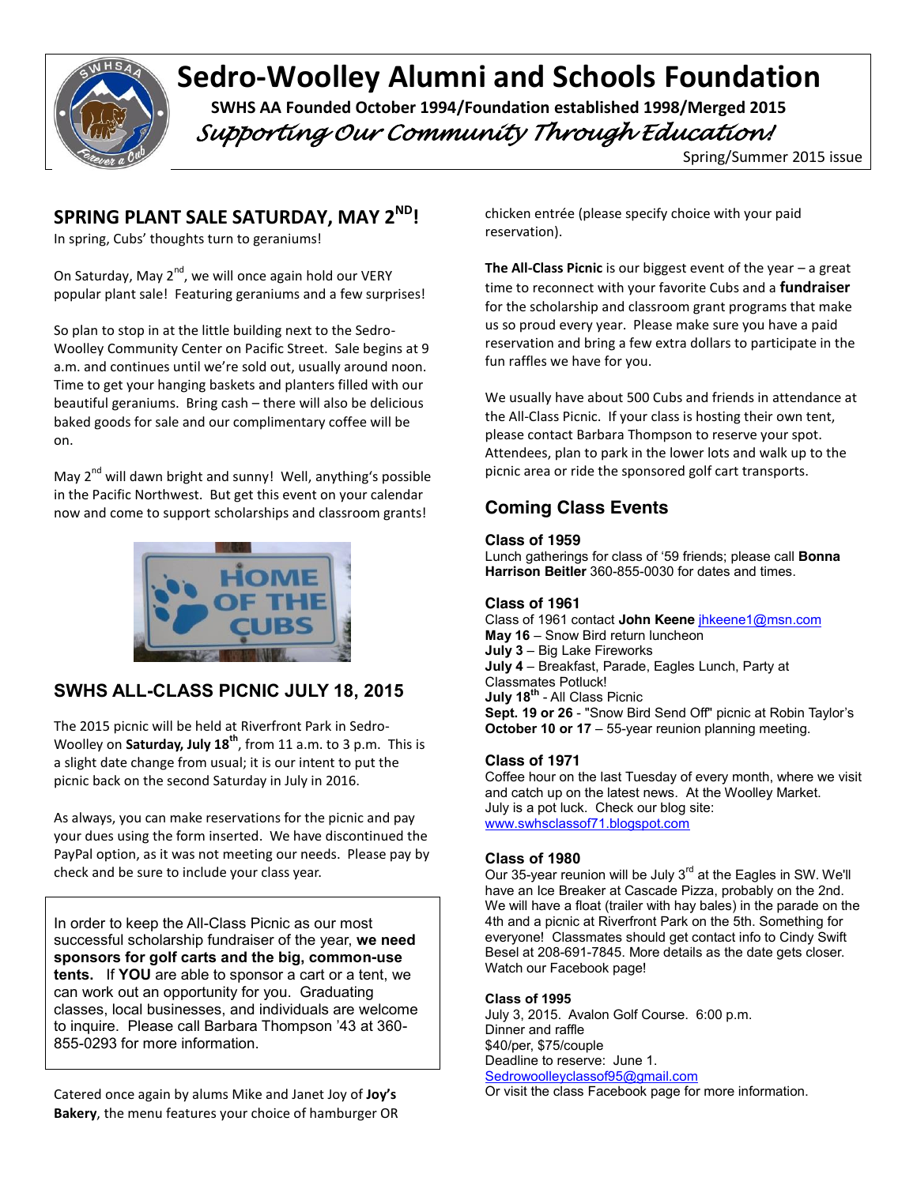# Sedro-Woolley Alumni and Schools Foundation

**SWHS AA Founded October 1994/Foundation established 1998/Merged 2015**

*Supporting Our Community Through Education!*

Spring/Summer 2015 issue

## SPRING PLANT SALE SATURDAY, MAY 2ND!

In spring, Cubs' thoughts turn to geraniums!

On Saturday, May 2nd, we will once again hold our VERY popular plant sale! Featuring geraniums and a few surprises!

So plan to stop in at the little building next to the Sedro-Woolley Community Center on Pacific Street. Sale begins at 9 a.m. and continues until we're sold out, usually around noon. Time to get your hanging baskets and planters filled with our beautiful geraniums. Bring cash – there will also be delicious baked goods for sale and our complimentary coffee will be on.

May 2nd will dawn bright and sunny! Well, anything's possible in the Pacific Northwest. But get this event on your calendar now and come to support scholarships and classroom grants!

## SWHS ALL-CLASS PICNIC JULY 18, 2015

The 2015 picnic will be held at Riverfront Park in Sedro-Woolley on **Saturday, July 18th**, from 11 a.m. to 3 p.m. This is a slight date change from usual; it is our intent to put the picnic back on the second Saturday in July in 2016.

As always, you can make reservations for the picnic and pay your dues using the form inserted. We have discontinued the PayPal option, as it was not meeting our needs. Please pay by check and be sure to include your class year.

In order to keep the All-Class Picnic as our most successful scholarship fundraiser of the year, **we need sponsors for golf carts and the big, common-use tents.** If **YOU** are able to sponsor a cart or a tent, we can work out an opportunity for you. Graduating classes, local businesses, and individuals are welcome to inquire. Please call Barbara Thompson '43 at 360-855-0293 for more information.

Catered once again by alums Mike and Janet Joy of **Joy's Bakery**, the menu features your choice of hamburger OR chicken entrée (please specify choice with your paid reservation).

**The All-Class Picnic** is our biggest event of the year – a great time to reconnect with your favorite Cubs and a **fundraiser** for the scholarship and classroom grant programs that make us so proud every year. Please make sure you have a paid reservation and bring a few extra dollars to participate in the fun raffles we have for you.

We usually have about 500 Cubs and friends in attendance at the All-Class Picnic. If your class is hosting their own tent, please contact Barbara Thompson to reserve your spot. Attendees, plan to park in the lower lots and walk up to the picnic area or ride the sponsored golf cart transports.

## Coming Class Events

### Class of 1959

Lunch gatherings for class of '59 friends; please call **Bonna Harrison Beitler** 360-855-0030 for dates and times.

### Class of 1961

Class of 1961 contact **John Keene** jhkeene1@msn.com
**May 16** – Snow Bird return luncheon
**July 3** – Big Lake Fireworks
**July 4** – Breakfast, Parade, Eagles Lunch, Party at Classmates Potluck!
**July 18th** - All Class Picnic
**Sept. 19 or 26** - "Snow Bird Send Off" picnic at Robin Taylor's
**October 10 or 17** – 55-year reunion planning meeting.

### Class of 1971

Coffee hour on the last Tuesday of every month, where we visit and catch up on the latest news. At the Woolley Market. July is a pot luck. Check our blog site: www.swhsclassof71.blogspot.com

### Class of 1980

Our 35-year reunion will be July 3rd at the Eagles in SW. We'll have an Ice Breaker at Cascade Pizza, probably on the 2nd. We will have a float (trailer with hay bales) in the parade on the 4th and a picnic at Riverfront Park on the 5th. Something for everyone! Classmates should get contact info to Cindy Swift Besel at 208-691-7845. More details as the date gets closer. Watch our Facebook page!

### Class of 1995

July 3, 2015. Avalon Golf Course. 6:00 p.m.
Dinner and raffle
$40/per, $75/couple
Deadline to reserve: June 1.
Sedrowoolleyclassof95@gmail.com
Or visit the class Facebook page for more information.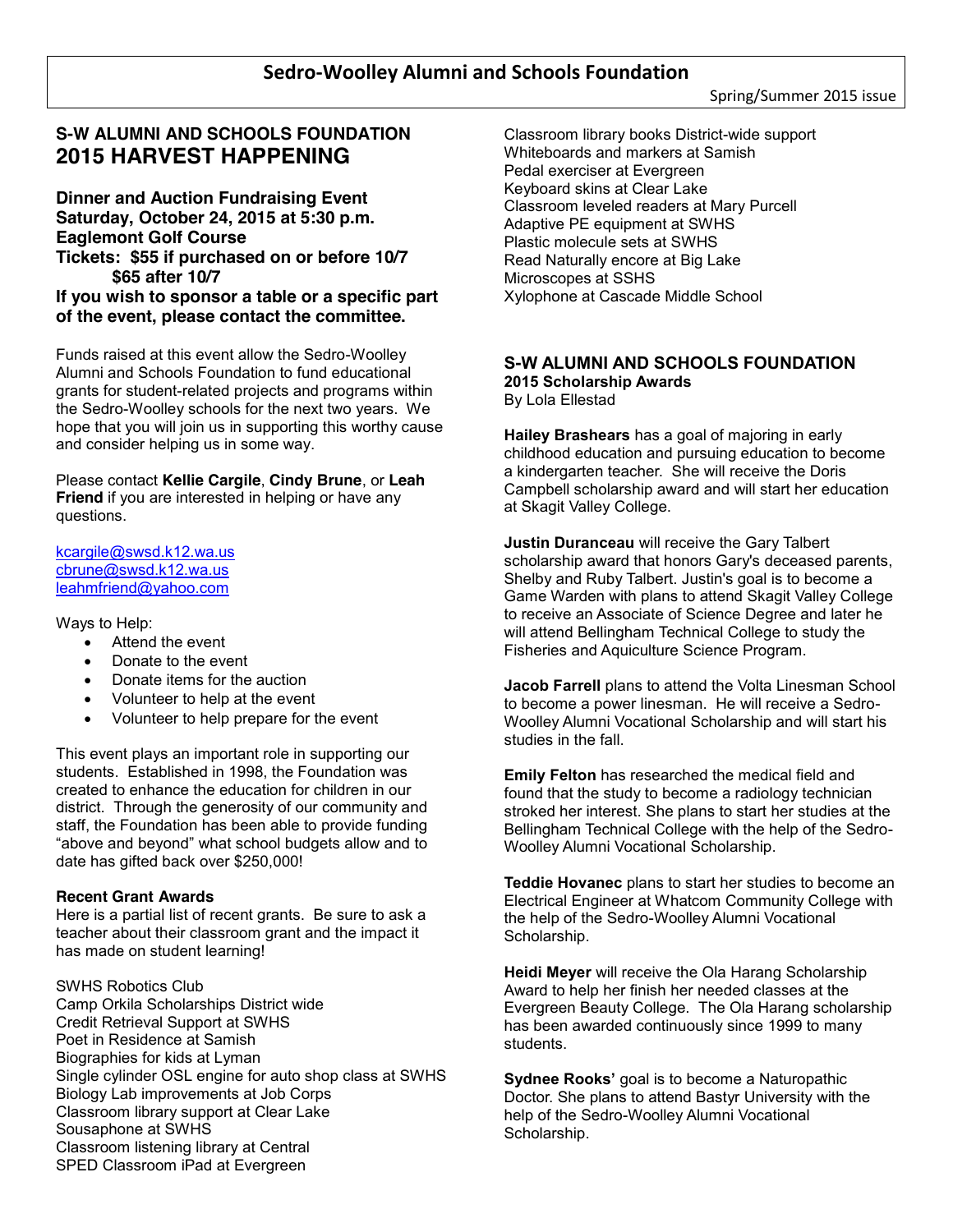# Sedro-Woolley Alumni and Schools Foundation

Spring/Summer 2015 issue

## S-W ALUMNI AND SCHOOLS FOUNDATION
## 2015 HARVEST HAPPENING

**Dinner and Auction Fundraising Event**
**Saturday, October 24, 2015 at 5:30 p.m.**
**Eaglemont Golf Course**
**Tickets: $55 if purchased on or before 10/7**
**$65 after 10/7**
**If you wish to sponsor a table or a specific part of the event, please contact the committee.**

Funds raised at this event allow the Sedro-Woolley Alumni and Schools Foundation to fund educational grants for student-related projects and programs within the Sedro-Woolley schools for the next two years. We hope that you will join us in supporting this worthy cause and consider helping us in some way.

Please contact **Kellie Cargile**, **Cindy Brune**, or **Leah Friend** if you are interested in helping or have any questions.

kcargile@swsd.k12.wa.us
cbrune@swsd.k12.wa.us
leahmfriend@yahoo.com

Ways to Help:

- Attend the event
- Donate to the event
- Donate items for the auction
- Volunteer to help at the event
- Volunteer to help prepare for the event

This event plays an important role in supporting our students. Established in 1998, the Foundation was created to enhance the education for children in our district. Through the generosity of our community and staff, the Foundation has been able to provide funding "above and beyond" what school budgets allow and to date has gifted back over $250,000!

**Recent Grant Awards**

Here is a partial list of recent grants. Be sure to ask a teacher about their classroom grant and the impact it has made on student learning!

SWHS Robotics Club
Camp Orkila Scholarships District wide
Credit Retrieval Support at SWHS
Poet in Residence at Samish
Biographies for kids at Lyman
Single cylinder OSL engine for auto shop class at SWHS
Biology Lab improvements at Job Corps
Classroom library support at Clear Lake
Sousaphone at SWHS
Classroom listening library at Central
SPED Classroom iPad at Evergreen
Classroom library books District-wide support
Whiteboards and markers at Samish
Pedal exerciser at Evergreen
Keyboard skins at Clear Lake
Classroom leveled readers at Mary Purcell
Adaptive PE equipment at SWHS
Plastic molecule sets at SWHS
Read Naturally encore at Big Lake
Microscopes at SSHS
Xylophone at Cascade Middle School

## S-W ALUMNI AND SCHOOLS FOUNDATION
### 2015 Scholarship Awards

By Lola Ellestad

**Hailey Brashears** has a goal of majoring in early childhood education and pursuing education to become a kindergarten teacher. She will receive the Doris Campbell scholarship award and will start her education at Skagit Valley College.

**Justin Duranceau** will receive the Gary Talbert scholarship award that honors Gary's deceased parents, Shelby and Ruby Talbert. Justin's goal is to become a Game Warden with plans to attend Skagit Valley College to receive an Associate of Science Degree and later he will attend Bellingham Technical College to study the Fisheries and Aquiculture Science Program.

**Jacob Farrell** plans to attend the Volta Linesman School to become a power linesman. He will receive a Sedro-Woolley Alumni Vocational Scholarship and will start his studies in the fall.

**Emily Felton** has researched the medical field and found that the study to become a radiology technician stroked her interest. She plans to start her studies at the Bellingham Technical College with the help of the Sedro-Woolley Alumni Vocational Scholarship.

**Teddie Hovanec** plans to start her studies to become an Electrical Engineer at Whatcom Community College with the help of the Sedro-Woolley Alumni Vocational Scholarship.

**Heidi Meyer** will receive the Ola Harang Scholarship Award to help her finish her needed classes at the Evergreen Beauty College. The Ola Harang scholarship has been awarded continuously since 1999 to many students.

**Sydnee Rooks'** goal is to become a Naturopathic Doctor. She plans to attend Bastyr University with the help of the Sedro-Woolley Alumni Vocational Scholarship.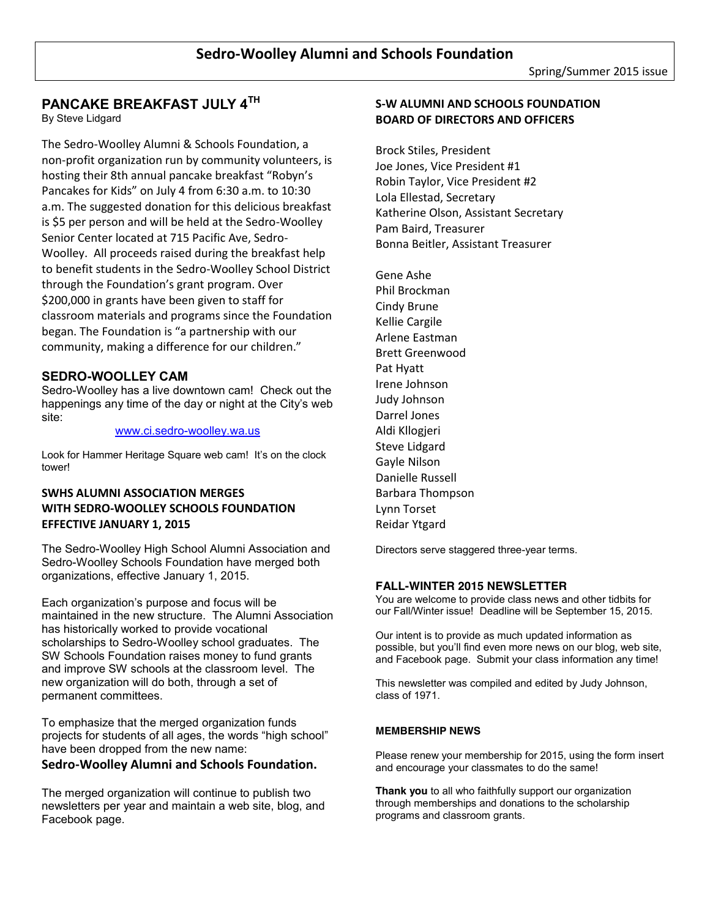# Sedro-Woolley Alumni and Schools Foundation

Spring/Summer 2015 issue

## PANCAKE BREAKFAST JULY 4TH

By Steve Lidgard

The Sedro-Woolley Alumni & Schools Foundation, a non-profit organization run by community volunteers, is hosting their 8th annual pancake breakfast "Robyn's Pancakes for Kids" on July 4 from 6:30 a.m. to 10:30 a.m. The suggested donation for this delicious breakfast is $5 per person and will be held at the Sedro-Woolley Senior Center located at 715 Pacific Ave, Sedro-Woolley. All proceeds raised during the breakfast help to benefit students in the Sedro-Woolley School District through the Foundation's grant program. Over $200,000 in grants have been given to staff for classroom materials and programs since the Foundation began. The Foundation is "a partnership with our community, making a difference for our children."

## SEDRO-WOOLLEY CAM

Sedro-Woolley has a live downtown cam! Check out the happenings any time of the day or night at the City's web site:

www.ci.sedro-woolley.wa.us

Look for Hammer Heritage Square web cam! It's on the clock tower!

## SWHS ALUMNI ASSOCIATION MERGES WITH SEDRO-WOOLLEY SCHOOLS FOUNDATION EFFECTIVE JANUARY 1, 2015

The Sedro-Woolley High School Alumni Association and Sedro-Woolley Schools Foundation have merged both organizations, effective January 1, 2015.

Each organization's purpose and focus will be maintained in the new structure. The Alumni Association has historically worked to provide vocational scholarships to Sedro-Woolley school graduates. The SW Schools Foundation raises money to fund grants and improve SW schools at the classroom level. The new organization will do both, through a set of permanent committees.

To emphasize that the merged organization funds projects for students of all ages, the words "high school" have been dropped from the new name:

**Sedro-Woolley Alumni and Schools Foundation.**

The merged organization will continue to publish two newsletters per year and maintain a web site, blog, and Facebook page.

## S-W ALUMNI AND SCHOOLS FOUNDATION BOARD OF DIRECTORS AND OFFICERS

Brock Stiles, President
Joe Jones, Vice President #1
Robin Taylor, Vice President #2
Lola Ellestad, Secretary
Katherine Olson, Assistant Secretary
Pam Baird, Treasurer
Bonna Beitler, Assistant Treasurer

Gene Ashe
Phil Brockman
Cindy Brune
Kellie Cargile
Arlene Eastman
Brett Greenwood
Pat Hyatt
Irene Johnson
Judy Johnson
Darrel Jones
Aldi Kllogjeri
Steve Lidgard
Gayle Nilson
Danielle Russell
Barbara Thompson
Lynn Torset
Reidar Ytgard

Directors serve staggered three-year terms.

## FALL-WINTER 2015 NEWSLETTER

You are welcome to provide class news and other tidbits for our Fall/Winter issue! Deadline will be September 15, 2015.

Our intent is to provide as much updated information as possible, but you'll find even more news on our blog, web site, and Facebook page. Submit your class information any time!

This newsletter was compiled and edited by Judy Johnson, class of 1971.

## MEMBERSHIP NEWS

Please renew your membership for 2015, using the form insert and encourage your classmates to do the same!

**Thank you** to all who faithfully support our organization through memberships and donations to the scholarship programs and classroom grants.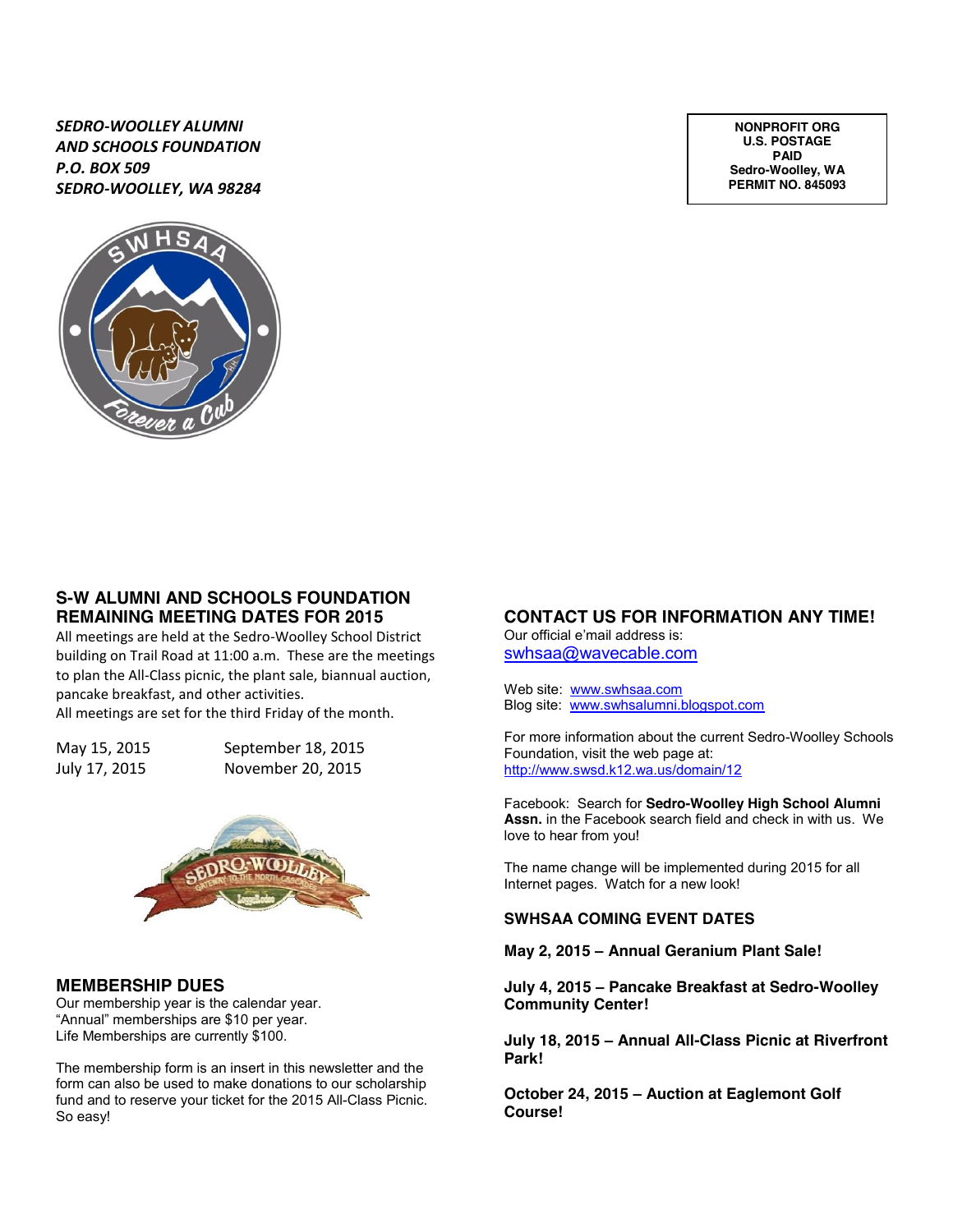***SEDRO-WOOLLEY ALUMNI***
***AND SCHOOLS FOUNDATION***
***P.O. BOX 509***
***SEDRO-WOOLLEY, WA 98284***

**NONPROFIT ORG**
**U.S. POSTAGE**
**PAID**
**Sedro-Woolley, WA**
**PERMIT NO. 845093**

## S-W ALUMNI AND SCHOOLS FOUNDATION REMAINING MEETING DATES FOR 2015

All meetings are held at the Sedro-Woolley School District building on Trail Road at 11:00 a.m. These are the meetings to plan the All-Class picnic, the plant sale, biannual auction, pancake breakfast, and other activities.
All meetings are set for the third Friday of the month.

| | |
|---|---|
| May 15, 2015 | September 18, 2015 |
| July 17, 2015 | November 20, 2015 |

## MEMBERSHIP DUES

Our membership year is the calendar year.
“Annual” memberships are $10 per year.
Life Memberships are currently $100.

The membership form is an insert in this newsletter and the form can also be used to make donations to our scholarship fund and to reserve your ticket for the 2015 All-Class Picnic. So easy!

## CONTACT US FOR INFORMATION ANY TIME!

Our official e’mail address is:
swhsaa@wavecable.com

Web site: www.swhsaa.com
Blog site: www.swhsalumni.blogspot.com

For more information about the current Sedro-Woolley Schools Foundation, visit the web page at:
http://www.swsd.k12.wa.us/domain/12

Facebook: Search for **Sedro-Woolley High School Alumni Assn.** in the Facebook search field and check in with us. We love to hear from you!

The name change will be implemented during 2015 for all Internet pages. Watch for a new look!

### SWHSAA COMING EVENT DATES

**May 2, 2015 – Annual Geranium Plant Sale!**

**July 4, 2015 – Pancake Breakfast at Sedro-Woolley Community Center!**

**July 18, 2015 – Annual All-Class Picnic at Riverfront Park!**

**October 24, 2015 – Auction at Eaglemont Golf Course!**